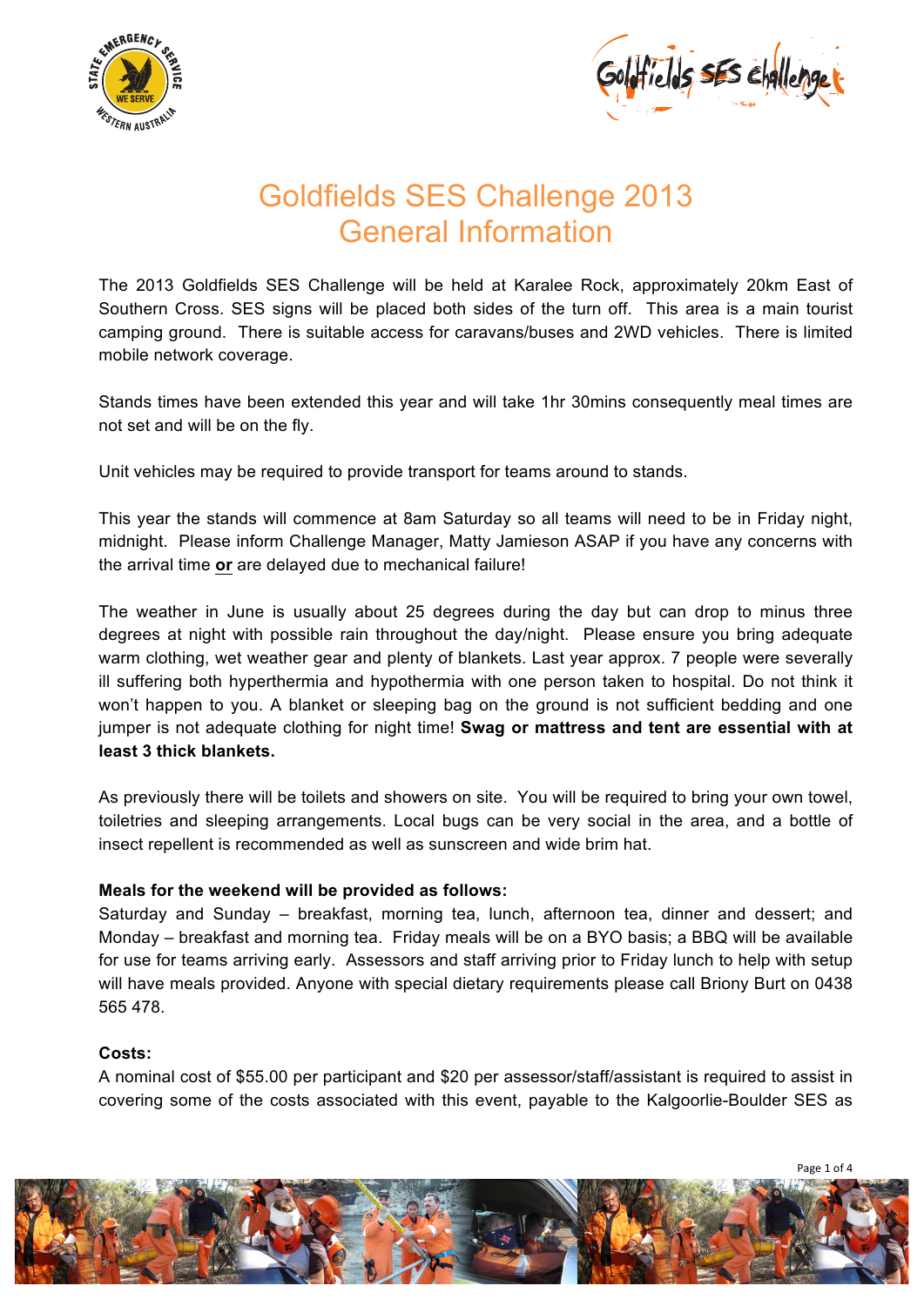# Goldfields SES Challenge 2013
# General Information

The 2013 Goldfields SES Challenge will be held at Karalee Rock, approximately 20km East of Southern Cross. SES signs will be placed both sides of the turn off. This area is a main tourist camping ground. There is suitable access for caravans/buses and 2WD vehicles. There is limited mobile network coverage.

Stands times have been extended this year and will take 1hr 30mins consequently meal times are not set and will be on the fly.

Unit vehicles may be required to provide transport for teams around to stands.

This year the stands will commence at 8am Saturday so all teams will need to be in Friday night, midnight. Please inform Challenge Manager, Matty Jamieson ASAP if you have any concerns with the arrival time **or** are delayed due to mechanical failure!

The weather in June is usually about 25 degrees during the day but can drop to minus three degrees at night with possible rain throughout the day/night. Please ensure you bring adequate warm clothing, wet weather gear and plenty of blankets. Last year approx. 7 people were severally ill suffering both hyperthermia and hypothermia with one person taken to hospital. Do not think it won't happen to you. A blanket or sleeping bag on the ground is not sufficient bedding and one jumper is not adequate clothing for night time! **Swag or mattress and tent are essential with at least 3 thick blankets.**

As previously there will be toilets and showers on site. You will be required to bring your own towel, toiletries and sleeping arrangements. Local bugs can be very social in the area, and a bottle of insect repellent is recommended as well as sunscreen and wide brim hat.

**Meals for the weekend will be provided as follows:**
Saturday and Sunday – breakfast, morning tea, lunch, afternoon tea, dinner and dessert; and Monday – breakfast and morning tea. Friday meals will be on a BYO basis; a BBQ will be available for use for teams arriving early. Assessors and staff arriving prior to Friday lunch to help with setup will have meals provided. Anyone with special dietary requirements please call Briony Burt on 0438 565 478.

**Costs:**
A nominal cost of $55.00 per participant and $20 per assessor/staff/assistant is required to assist in covering some of the costs associated with this event, payable to the Kalgoorlie-Boulder SES as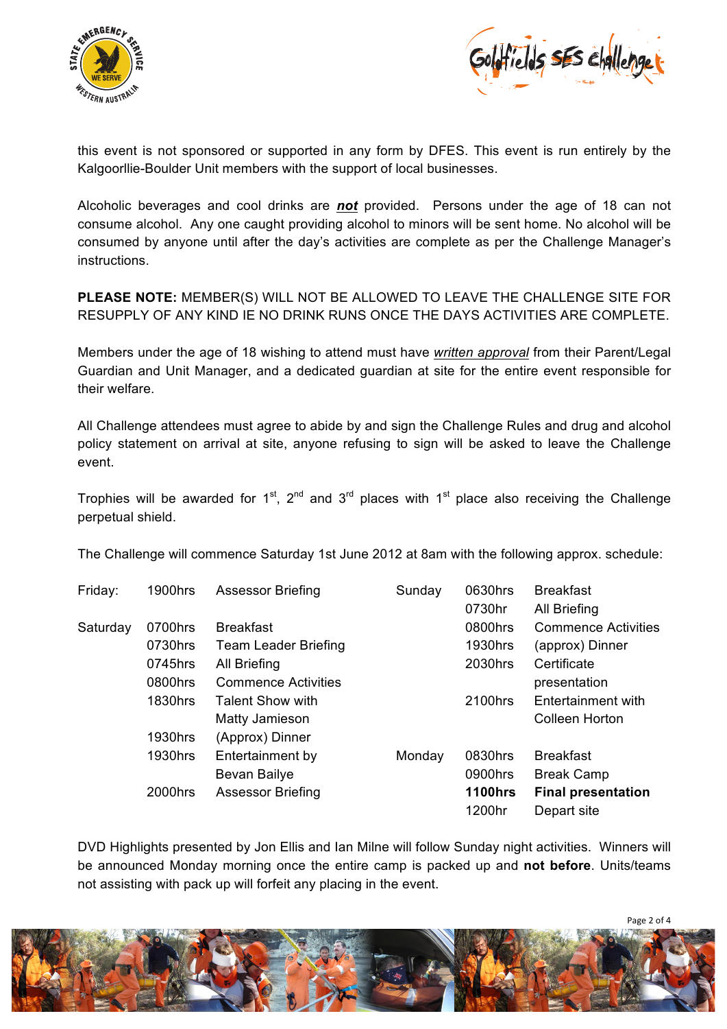this event is not sponsored or supported in any form by DFES. This event is run entirely by the Kalgoorllie-Boulder Unit members with the support of local businesses.

Alcoholic beverages and cool drinks are ***not*** provided. Persons under the age of 18 can not consume alcohol. Any one caught providing alcohol to minors will be sent home. No alcohol will be consumed by anyone until after the day's activities are complete as per the Challenge Manager's instructions.

**PLEASE NOTE:** MEMBER(S) WILL NOT BE ALLOWED TO LEAVE THE CHALLENGE SITE FOR RESUPPLY OF ANY KIND IE NO DRINK RUNS ONCE THE DAYS ACTIVITIES ARE COMPLETE.

Members under the age of 18 wishing to attend must have *written approval* from their Parent/Legal Guardian and Unit Manager, and a dedicated guardian at site for the entire event responsible for their welfare.

All Challenge attendees must agree to abide by and sign the Challenge Rules and drug and alcohol policy statement on arrival at site, anyone refusing to sign will be asked to leave the Challenge event.

Trophies will be awarded for 1st, 2nd and 3rd places with 1st place also receiving the Challenge perpetual shield.

The Challenge will commence Saturday 1st June 2012 at 8am with the following approx. schedule:

| Day | Time | Activity |
|---|---|---|
| Friday: | 1900hrs | Assessor Briefing |
| Saturday | 0700hrs | Breakfast |
| | 0730hrs | Team Leader Briefing |
| | 0745hrs | All Briefing |
| | 0800hrs | Commence Activities |
| | 1830hrs | Talent Show with Matty Jamieson |
| | 1930hrs | (Approx) Dinner |
| | 1930hrs | Entertainment by Bevan Bailye |
| | 2000hrs | Assessor Briefing |
| Sunday | 0630hrs | Breakfast |
| | 0730hr | All Briefing |
| | 0800hrs | Commence Activities |
| | 1930hrs | (approx) Dinner |
| | 2030hrs | Certificate presentation |
| | 2100hrs | Entertainment with Colleen Horton |
| Monday | 0830hrs | Breakfast |
| | 0900hrs | Break Camp |
| | **1100hrs** | **Final presentation** |
| | 1200hr | Depart site |

DVD Highlights presented by Jon Ellis and Ian Milne will follow Sunday night activities. Winners will be announced Monday morning once the entire camp is packed up and **not before**. Units/teams not assisting with pack up will forfeit any placing in the event.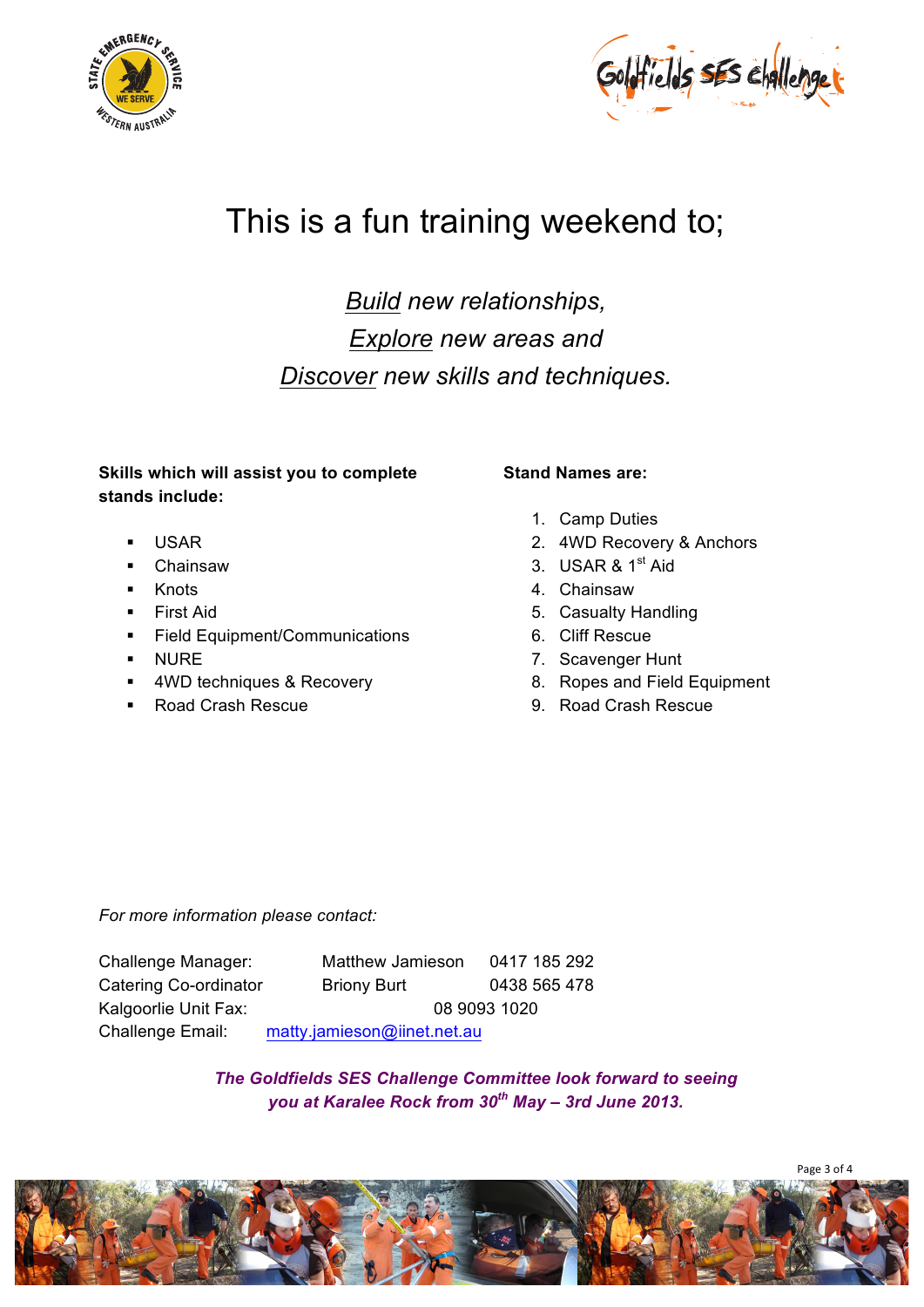# This is a fun training weekend to;

*Build new relationships,*
*Explore new areas and*
*Discover new skills and techniques.*

**Skills which will assist you to complete stands include:**

- USAR
- Chainsaw
- Knots
- First Aid
- Field Equipment/Communications
- NURE
- 4WD techniques & Recovery
- Road Crash Rescue

**Stand Names are:**

1. Camp Duties
2. 4WD Recovery & Anchors
3. USAR & 1st Aid
4. Chainsaw
5. Casualty Handling
6. Cliff Rescue
7. Scavenger Hunt
8. Ropes and Field Equipment
9. Road Crash Rescue

*For more information please contact:*

Challenge Manager: Matthew Jamieson 0417 185 292
Catering Co-ordinator Briony Burt 0438 565 478
Kalgoorlie Unit Fax: 08 9093 1020
Challenge Email: matty.jamieson@iinet.net.au

***The Goldfields SES Challenge Committee look forward to seeing you at Karalee Rock from 30th May – 3rd June 2013.***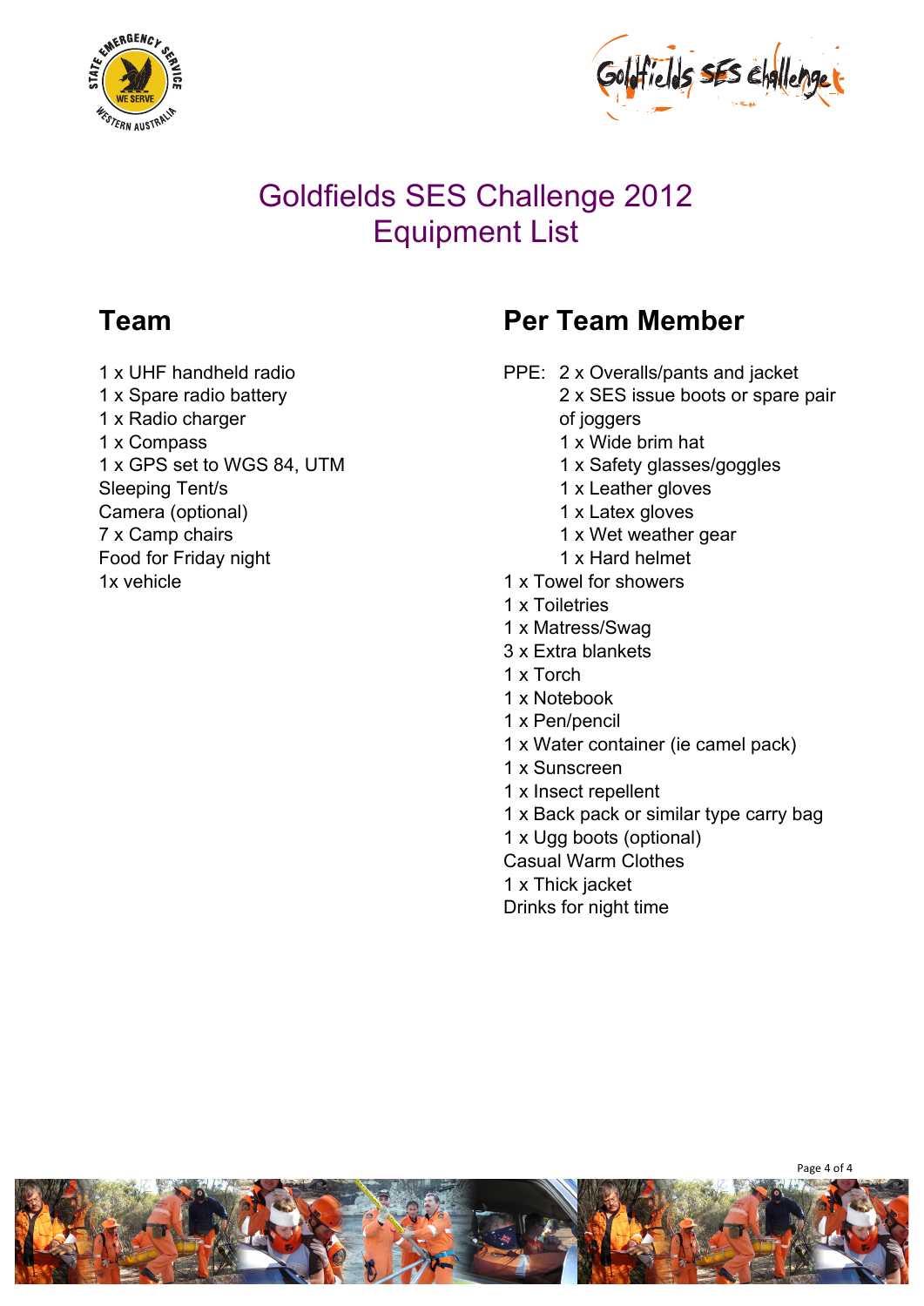# Goldfields SES Challenge 2012
# Equipment List

## Team

1 x UHF handheld radio
1 x Spare radio battery
1 x Radio charger
1 x Compass
1 x GPS set to WGS 84, UTM
Sleeping Tent/s
Camera (optional)
7 x Camp chairs
Food for Friday night
1x vehicle

## Per Team Member

PPE:
- 2 x Overalls/pants and jacket
- 2 x SES issue boots or spare pair of joggers
- 1 x Wide brim hat
- 1 x Safety glasses/goggles
- 1 x Leather gloves
- 1 x Latex gloves
- 1 x Wet weather gear
- 1 x Hard helmet

1 x Towel for showers
1 x Toiletries
1 x Matress/Swag
3 x Extra blankets
1 x Torch
1 x Notebook
1 x Pen/pencil
1 x Water container (ie camel pack)
1 x Sunscreen
1 x Insect repellent
1 x Back pack or similar type carry bag
1 x Ugg boots (optional)
Casual Warm Clothes
1 x Thick jacket
Drinks for night time